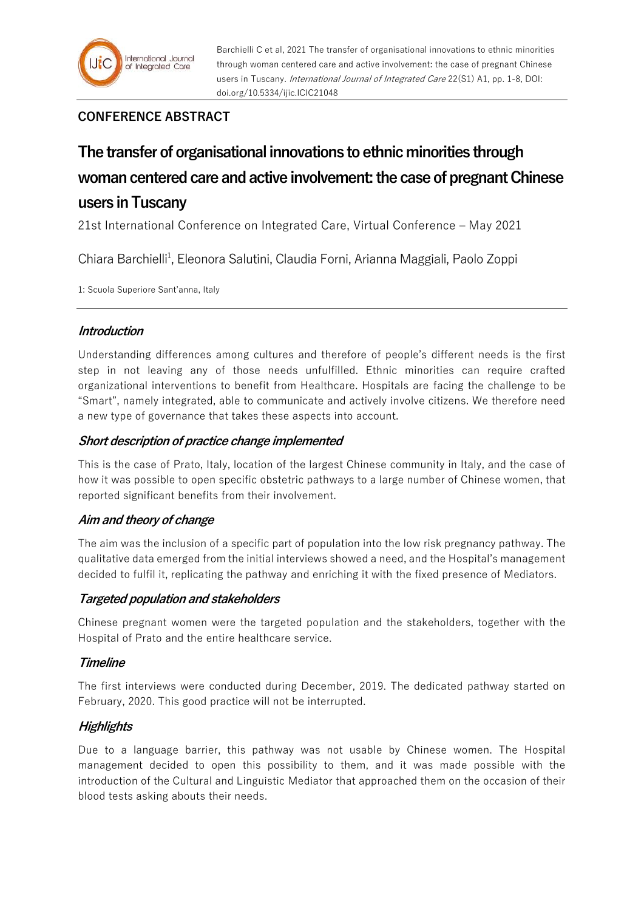**CONFERENCE ABSTRACT**

# The transfer of organisational innovations to ethnic minorities through woman centered care and active involvement: the case of pregnant Chinese users in Tuscany

21st International Conference on Integrated Care, Virtual Conference – May 2021

Chiara Barchielli[1], Eleonora Salutini, Claudia Forni, Arianna Maggiali, Paolo Zoppi

1: Scuola Superiore Sant'anna, Italy

## *Introduction*

Understanding differences among cultures and therefore of people's different needs is the first step in not leaving any of those needs unfulfilled. Ethnic minorities can require crafted organizational interventions to benefit from Healthcare. Hospitals are facing the challenge to be "Smart", namely integrated, able to communicate and actively involve citizens. We therefore need a new type of governance that takes these aspects into account.

## *Short description of practice change implemented*

This is the case of Prato, Italy, location of the largest Chinese community in Italy, and the case of how it was possible to open specific obstetric pathways to a large number of Chinese women, that reported significant benefits from their involvement.

## *Aim and theory of change*

The aim was the inclusion of a specific part of population into the low risk pregnancy pathway. The qualitative data emerged from the initial interviews showed a need, and the Hospital's management decided to fulfil it, replicating the pathway and enriching it with the fixed presence of Mediators.

## *Targeted population and stakeholders*

Chinese pregnant women were the targeted population and the stakeholders, together with the Hospital of Prato and the entire healthcare service.

## *Timeline*

The first interviews were conducted during December, 2019. The dedicated pathway started on February, 2020. This good practice will not be interrupted.

## *Highlights*

Due to a language barrier, this pathway was not usable by Chinese women. The Hospital management decided to open this possibility to them, and it was made possible with the introduction of the Cultural and Linguistic Mediator that approached them on the occasion of their blood tests asking abouts their needs.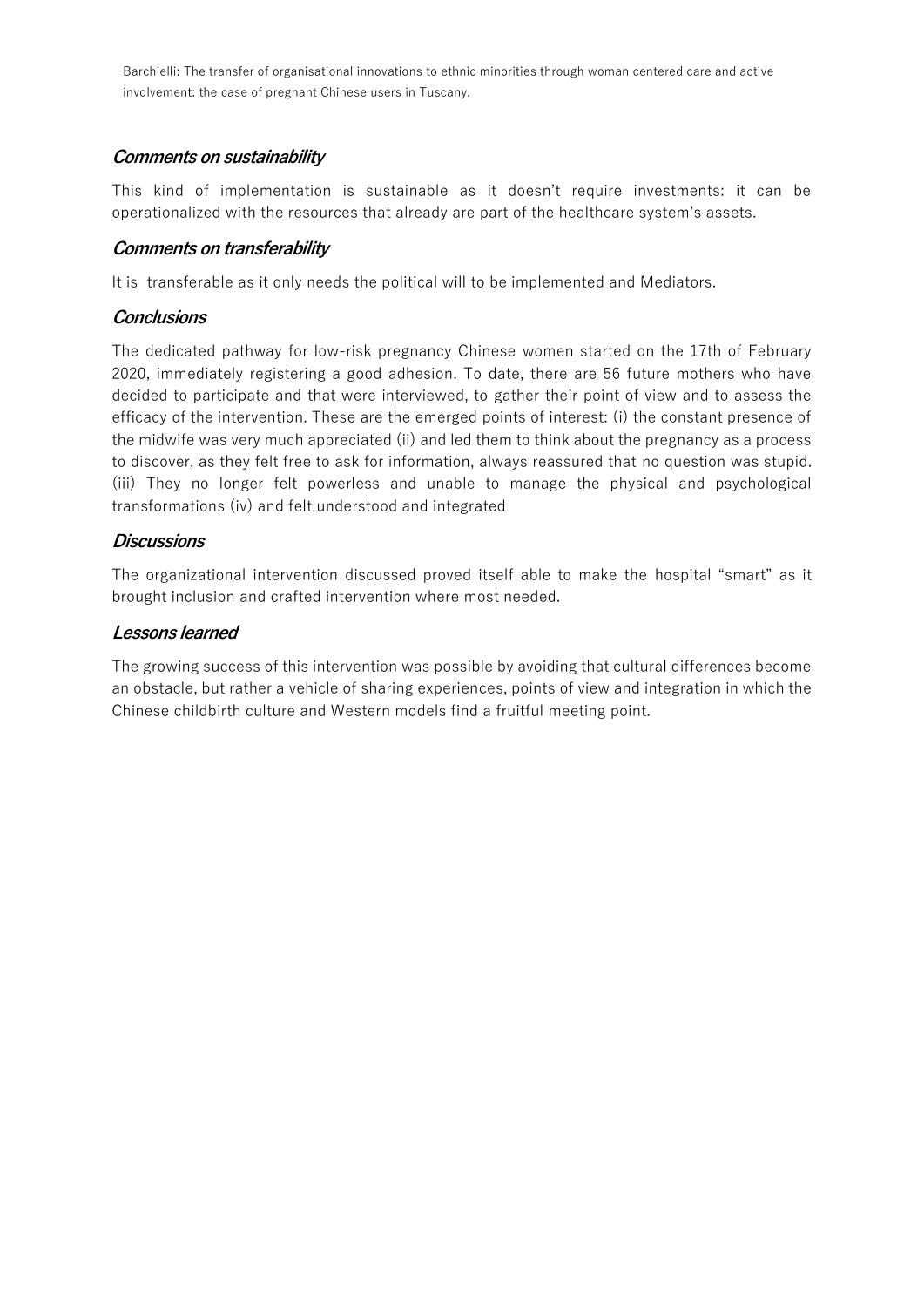### *Comments on sustainability*

This kind of implementation is sustainable as it doesn't require investments: it can be operationalized with the resources that already are part of the healthcare system's assets.

### *Comments on transferability*

It is transferable as it only needs the political will to be implemented and Mediators.

### *Conclusions*

The dedicated pathway for low-risk pregnancy Chinese women started on the 17th of February 2020, immediately registering a good adhesion. To date, there are 56 future mothers who have decided to participate and that were interviewed, to gather their point of view and to assess the efficacy of the intervention. These are the emerged points of interest: (i) the constant presence of the midwife was very much appreciated (ii) and led them to think about the pregnancy as a process to discover, as they felt free to ask for information, always reassured that no question was stupid. (iii) They no longer felt powerless and unable to manage the physical and psychological transformations (iv) and felt understood and integrated

### *Discussions*

The organizational intervention discussed proved itself able to make the hospital "smart" as it brought inclusion and crafted intervention where most needed.

### *Lessons learned*

The growing success of this intervention was possible by avoiding that cultural differences become an obstacle, but rather a vehicle of sharing experiences, points of view and integration in which the Chinese childbirth culture and Western models find a fruitful meeting point.